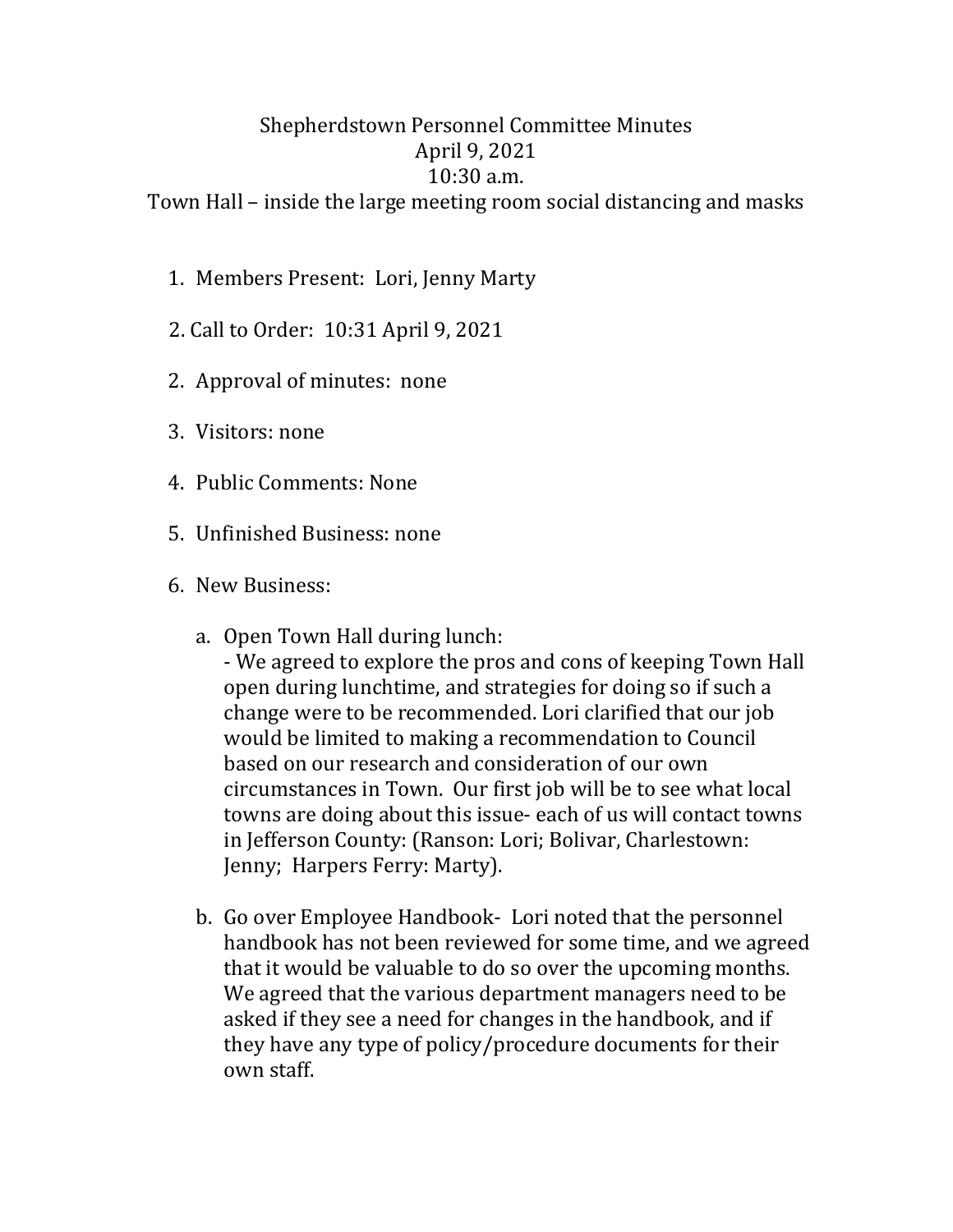# Shepherdstown Personnel Committee Minutes

April 9, 2021

10:30 a.m.

Town Hall – inside the large meeting room social distancing and masks

1. Members Present: Lori, Jenny Marty

2. Call to Order: 10:31 April 9, 2021

2. Approval of minutes: none

3. Visitors: none

4. Public Comments: None

5. Unfinished Business: none

6. New Business:

   a. Open Town Hall during lunch:
      - We agreed to explore the pros and cons of keeping Town Hall open during lunchtime, and strategies for doing so if such a change were to be recommended. Lori clarified that our job would be limited to making a recommendation to Council based on our research and consideration of our own circumstances in Town. Our first job will be to see what local towns are doing about this issue- each of us will contact towns in Jefferson County: (Ranson: Lori; Bolivar, Charlestown: Jenny; Harpers Ferry: Marty).

   b. Go over Employee Handbook- Lori noted that the personnel handbook has not been reviewed for some time, and we agreed that it would be valuable to do so over the upcoming months. We agreed that the various department managers need to be asked if they see a need for changes in the handbook, and if they have any type of policy/procedure documents for their own staff.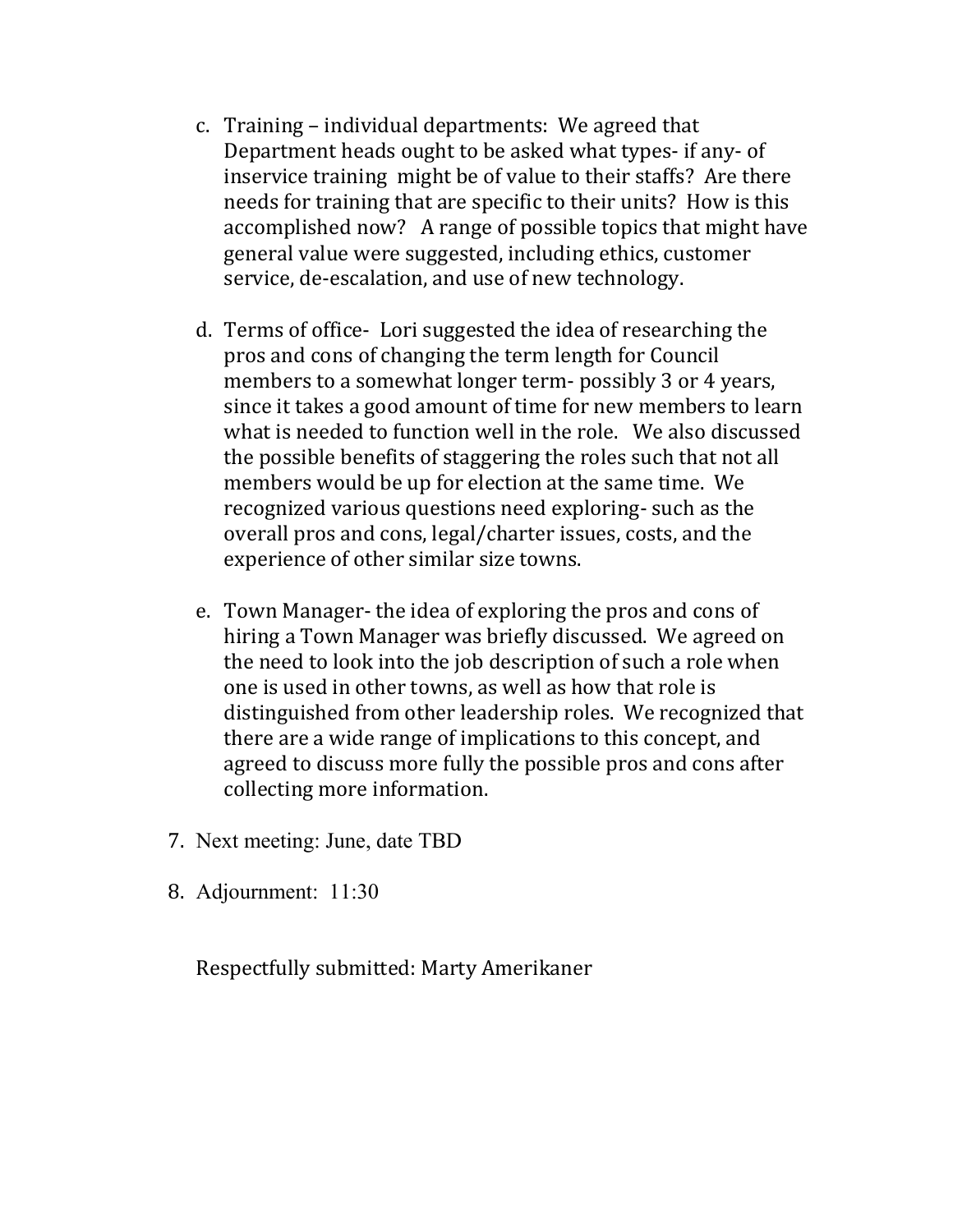c. Training – individual departments: We agreed that Department heads ought to be asked what types- if any- of inservice training might be of value to their staffs? Are there needs for training that are specific to their units? How is this accomplished now? A range of possible topics that might have general value were suggested, including ethics, customer service, de-escalation, and use of new technology.

d. Terms of office- Lori suggested the idea of researching the pros and cons of changing the term length for Council members to a somewhat longer term- possibly 3 or 4 years, since it takes a good amount of time for new members to learn what is needed to function well in the role. We also discussed the possible benefits of staggering the roles such that not all members would be up for election at the same time. We recognized various questions need exploring- such as the overall pros and cons, legal/charter issues, costs, and the experience of other similar size towns.

e. Town Manager- the idea of exploring the pros and cons of hiring a Town Manager was briefly discussed. We agreed on the need to look into the job description of such a role when one is used in other towns, as well as how that role is distinguished from other leadership roles. We recognized that there are a wide range of implications to this concept, and agreed to discuss more fully the possible pros and cons after collecting more information.

7. Next meeting: June, date TBD

8. Adjournment: 11:30

Respectfully submitted: Marty Amerikaner